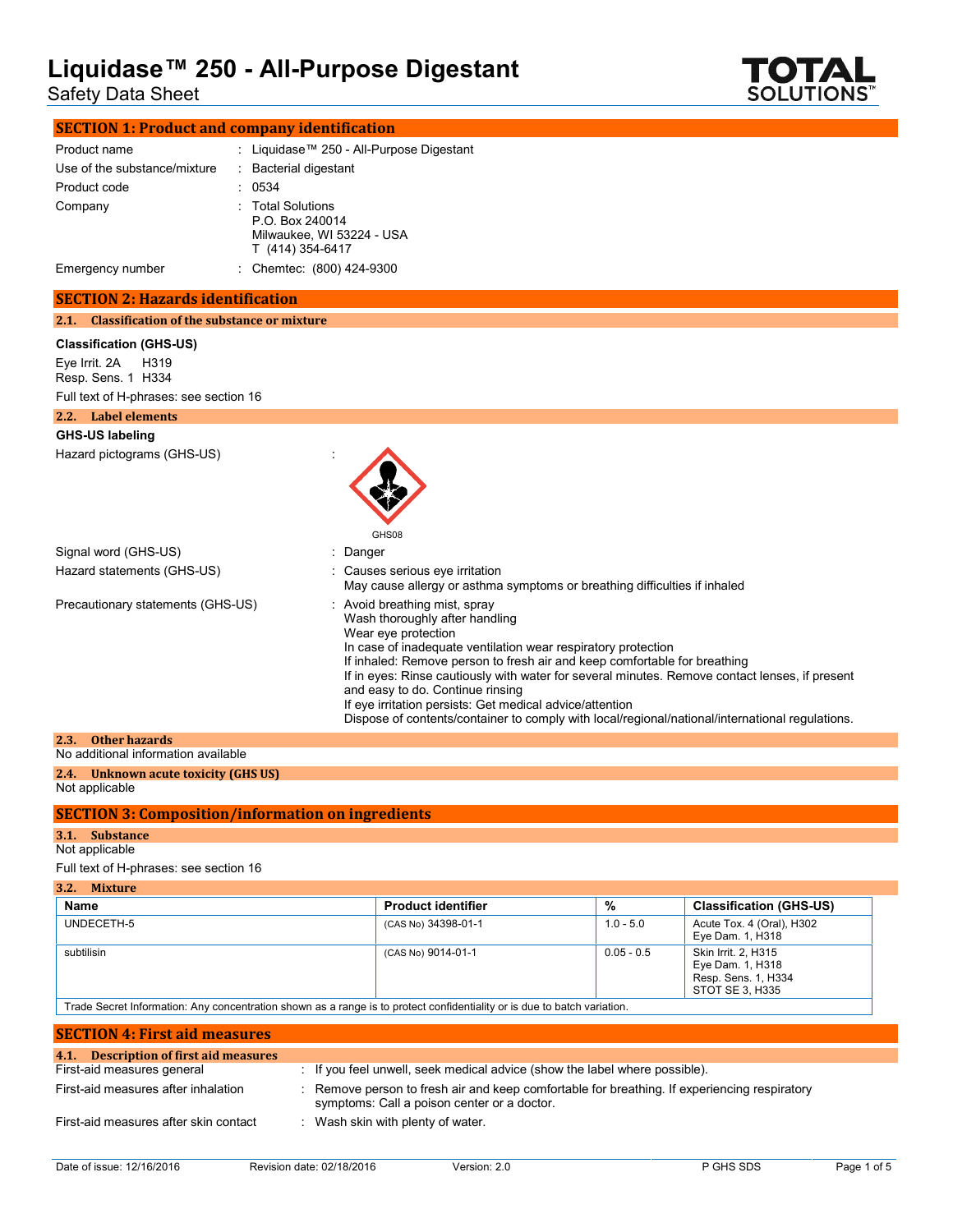# Liquidase™ 250 - All-Purpose Digestant

Safety Data Sheet

## SECTION 1: Product and company identification

| | | |
|---|---|---|
| Product name | : | Liquidase™ 250 - All-Purpose Digestant |
| Use of the substance/mixture | : | Bacterial digestant |
| Product code | : | 0534 |
| Company | : | Total Solutions<br>P.O. Box 240014<br>Milwaukee, WI 53224 - USA<br>T (414) 354-6417 |
| Emergency number | : | Chemtec: (800) 424-9300 |

## SECTION 2: Hazards identification

### 2.1. Classification of the substance or mixture

**Classification (GHS-US)**

Eye Irrit. 2A H319
Resp. Sens. 1 H334

Full text of H-phrases: see section 16

### 2.2. Label elements

**GHS-US labeling**

Hazard pictograms (GHS-US) :

GHS08

| | | |
|---|---|---|
| Signal word (GHS-US) | : | Danger |
| Hazard statements (GHS-US) | : | Causes serious eye irritation<br>May cause allergy or asthma symptoms or breathing difficulties if inhaled |
| Precautionary statements (GHS-US) | : | Avoid breathing mist, spray<br>Wash thoroughly after handling<br>Wear eye protection<br>In case of inadequate ventilation wear respiratory protection<br>If inhaled: Remove person to fresh air and keep comfortable for breathing<br>If in eyes: Rinse cautiously with water for several minutes. Remove contact lenses, if present and easy to do. Continue rinsing<br>If eye irritation persists: Get medical advice/attention<br>Dispose of contents/container to comply with local/regional/national/international regulations. |

### 2.3. Other hazards

No additional information available

### 2.4. Unknown acute toxicity (GHS US)

Not applicable

## SECTION 3: Composition/information on ingredients

### 3.1. Substance

Not applicable

Full text of H-phrases: see section 16

### 3.2. Mixture

| Name | Product identifier | % | Classification (GHS-US) |
|---|---|---|---|
| UNDECETH-5 | (CAS No) 34398-01-1 | 1.0 - 5.0 | Acute Tox. 4 (Oral), H302<br>Eye Dam. 1, H318 |
| subtilisin | (CAS No) 9014-01-1 | 0.05 - 0.5 | Skin Irrit. 2, H315<br>Eye Dam. 1, H318<br>Resp. Sens. 1, H334<br>STOT SE 3, H335 |

Trade Secret Information: Any concentration shown as a range is to protect confidentiality or is due to batch variation.

## SECTION 4: First aid measures

### 4.1. Description of first aid measures

| | | |
|---|---|---|
| First-aid measures general | : | If you feel unwell, seek medical advice (show the label where possible). |
| First-aid measures after inhalation | : | Remove person to fresh air and keep comfortable for breathing. If experiencing respiratory symptoms: Call a poison center or a doctor. |
| First-aid measures after skin contact | : | Wash skin with plenty of water. |

Date of issue: 12/16/2016 Revision date: 02/18/2016 Version: 2.0 P GHS SDS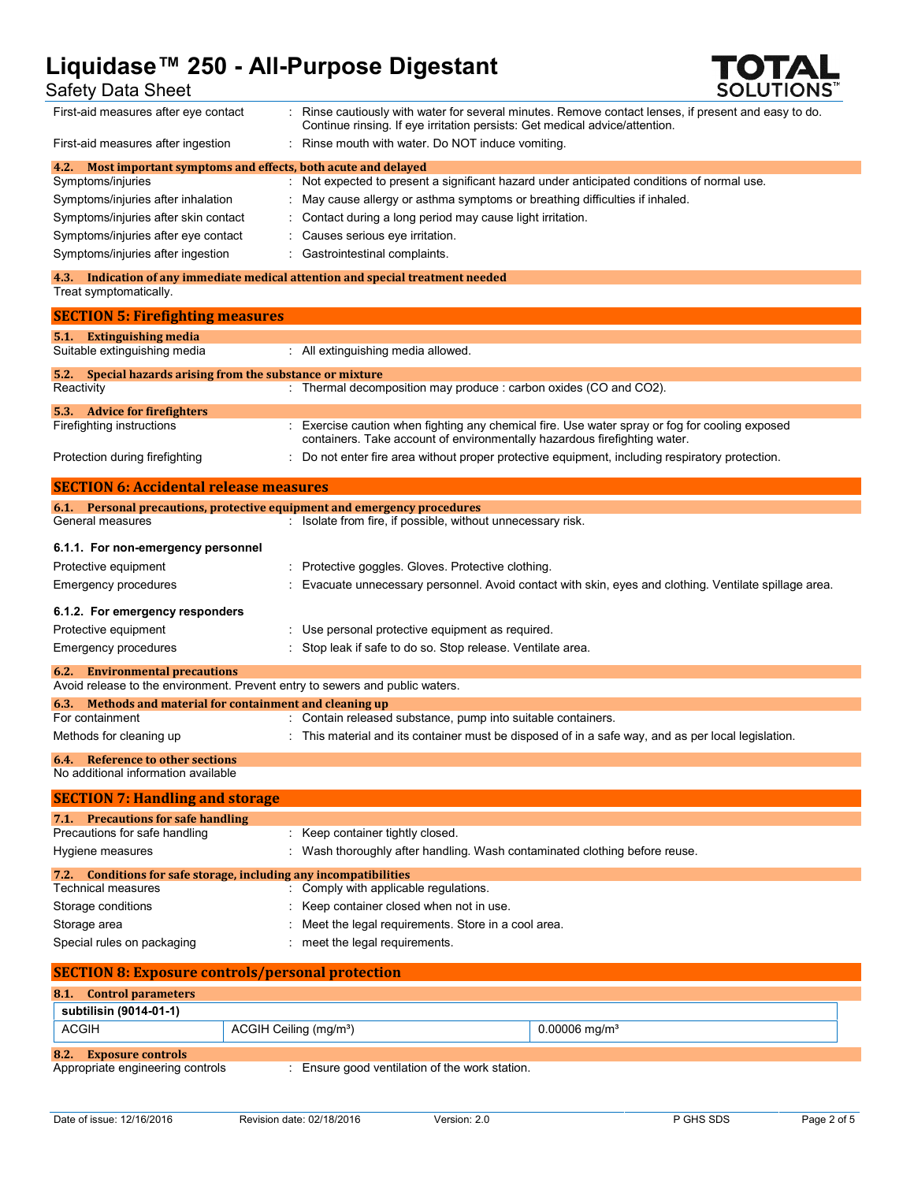| | |
|---|---|
| First-aid measures after eye contact | : Rinse cautiously with water for several minutes. Remove contact lenses, if present and easy to do. Continue rinsing. If eye irritation persists: Get medical advice/attention. |
| First-aid measures after ingestion | : Rinse mouth with water. Do NOT induce vomiting. |

### 4.2. Most important symptoms and effects, both acute and delayed

| | |
|---|---|
| Symptoms/injuries | : Not expected to present a significant hazard under anticipated conditions of normal use. |
| Symptoms/injuries after inhalation | : May cause allergy or asthma symptoms or breathing difficulties if inhaled. |
| Symptoms/injuries after skin contact | : Contact during a long period may cause light irritation. |
| Symptoms/injuries after eye contact | : Causes serious eye irritation. |
| Symptoms/injuries after ingestion | : Gastrointestinal complaints. |

### 4.3. Indication of any immediate medical attention and special treatment needed

Treat symptomatically.

## SECTION 5: Firefighting measures

### 5.1. Extinguishing media

| | |
|---|---|
| Suitable extinguishing media | : All extinguishing media allowed. |

### 5.2. Special hazards arising from the substance or mixture

| | |
|---|---|
| Reactivity | : Thermal decomposition may produce : carbon oxides (CO and CO2). |

### 5.3. Advice for firefighters

| | |
|---|---|
| Firefighting instructions | : Exercise caution when fighting any chemical fire. Use water spray or fog for cooling exposed containers. Take account of environmentally hazardous firefighting water. |
| Protection during firefighting | : Do not enter fire area without proper protective equipment, including respiratory protection. |

## SECTION 6: Accidental release measures

### 6.1. Personal precautions, protective equipment and emergency procedures

| | |
|---|---|
| General measures | : Isolate from fire, if possible, without unnecessary risk. |

#### 6.1.1. For non-emergency personnel

| | |
|---|---|
| Protective equipment | : Protective goggles. Gloves. Protective clothing. |
| Emergency procedures | : Evacuate unnecessary personnel. Avoid contact with skin, eyes and clothing. Ventilate spillage area. |

#### 6.1.2. For emergency responders

| | |
|---|---|
| Protective equipment | : Use personal protective equipment as required. |
| Emergency procedures | : Stop leak if safe to do so. Stop release. Ventilate area. |

### 6.2. Environmental precautions

Avoid release to the environment. Prevent entry to sewers and public waters.

### 6.3. Methods and material for containment and cleaning up

| | |
|---|---|
| For containment | : Contain released substance, pump into suitable containers. |
| Methods for cleaning up | : This material and its container must be disposed of in a safe way, and as per local legislation. |

### 6.4. Reference to other sections

No additional information available

## SECTION 7: Handling and storage

### 7.1. Precautions for safe handling

| | |
|---|---|
| Precautions for safe handling | : Keep container tightly closed. |
| Hygiene measures | : Wash thoroughly after handling. Wash contaminated clothing before reuse. |

### 7.2. Conditions for safe storage, including any incompatibilities

| | |
|---|---|
| Technical measures | : Comply with applicable regulations. |
| Storage conditions | : Keep container closed when not in use. |
| Storage area | : Meet the legal requirements. Store in a cool area. |
| Special rules on packaging | : meet the legal requirements. |

## SECTION 8: Exposure controls/personal protection

### 8.1. Control parameters

| subtilisin (9014-01-1) | | |
|---|---|---|
| ACGIH | ACGIH Ceiling (mg/m³) | 0.00006 mg/m³ |

### 8.2. Exposure controls

| | |
|---|---|
| Appropriate engineering controls | : Ensure good ventilation of the work station. |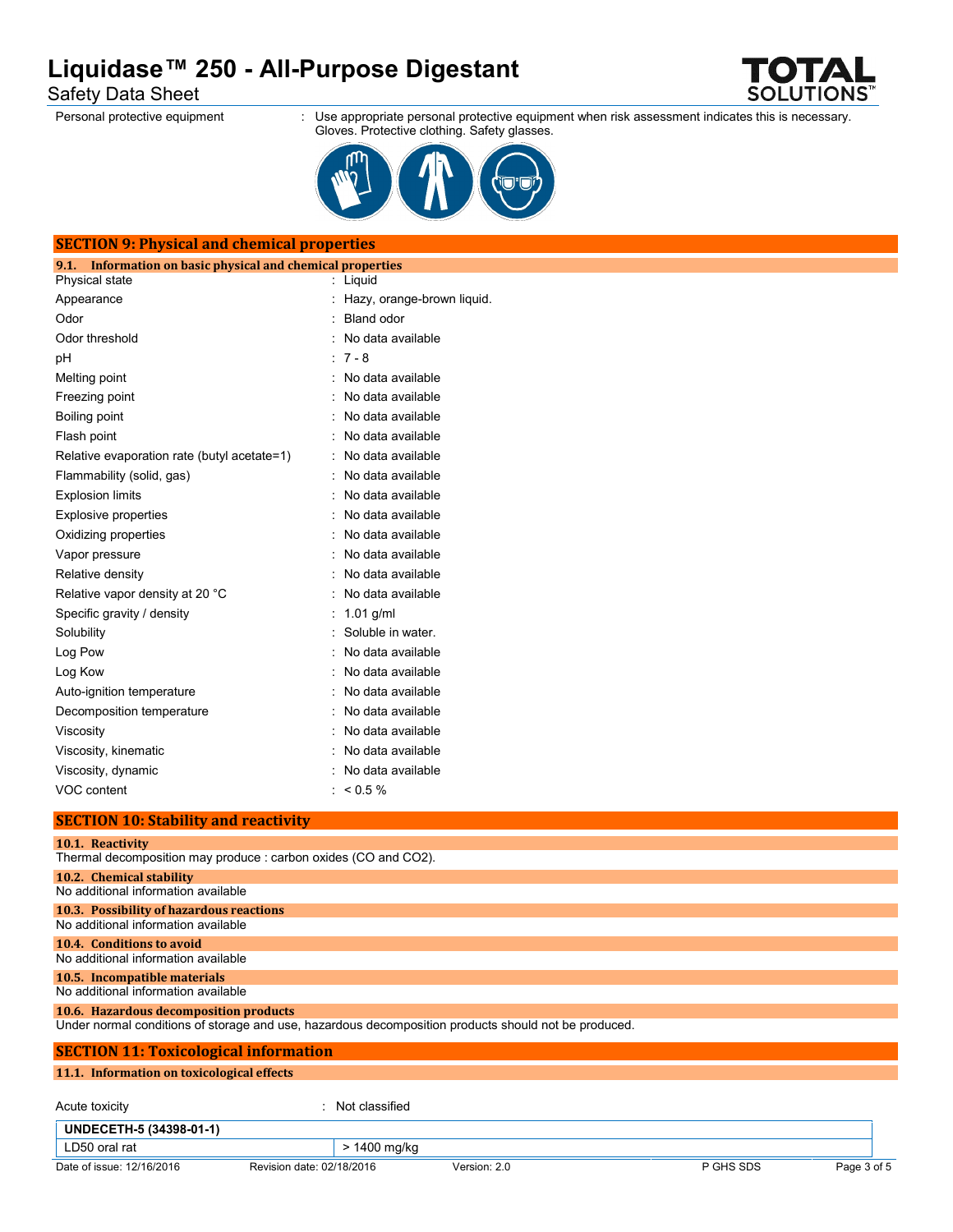Personal protective equipment : Use appropriate personal protective equipment when risk assessment indicates this is necessary. Gloves. Protective clothing. Safety glasses.

## SECTION 9: Physical and chemical properties

### 9.1. Information on basic physical and chemical properties

| | |
|---|---|
| Physical state | : Liquid |
| Appearance | : Hazy, orange-brown liquid. |
| Odor | : Bland odor |
| Odor threshold | : No data available |
| pH | : 7 - 8 |
| Melting point | : No data available |
| Freezing point | : No data available |
| Boiling point | : No data available |
| Flash point | : No data available |
| Relative evaporation rate (butyl acetate=1) | : No data available |
| Flammability (solid, gas) | : No data available |
| Explosion limits | : No data available |
| Explosive properties | : No data available |
| Oxidizing properties | : No data available |
| Vapor pressure | : No data available |
| Relative density | : No data available |
| Relative vapor density at 20 °C | : No data available |
| Specific gravity / density | : 1.01 g/ml |
| Solubility | : Soluble in water. |
| Log Pow | : No data available |
| Log Kow | : No data available |
| Auto-ignition temperature | : No data available |
| Decomposition temperature | : No data available |
| Viscosity | : No data available |
| Viscosity, kinematic | : No data available |
| Viscosity, dynamic | : No data available |
| VOC content | : < 0.5 % |

## SECTION 10: Stability and reactivity

### 10.1. Reactivity

Thermal decomposition may produce : carbon oxides (CO and $CO_2$).

### 10.2. Chemical stability

No additional information available

### 10.3. Possibility of hazardous reactions

No additional information available

### 10.4. Conditions to avoid

No additional information available

### 10.5. Incompatible materials

No additional information available

### 10.6. Hazardous decomposition products

Under normal conditions of storage and use, hazardous decomposition products should not be produced.

## SECTION 11: Toxicological information

### 11.1. Information on toxicological effects

Acute toxicity : Not classified

| UNDECETH-5 (34398-01-1) | |
|---|---|
| LD50 oral rat | > 1400 mg/kg |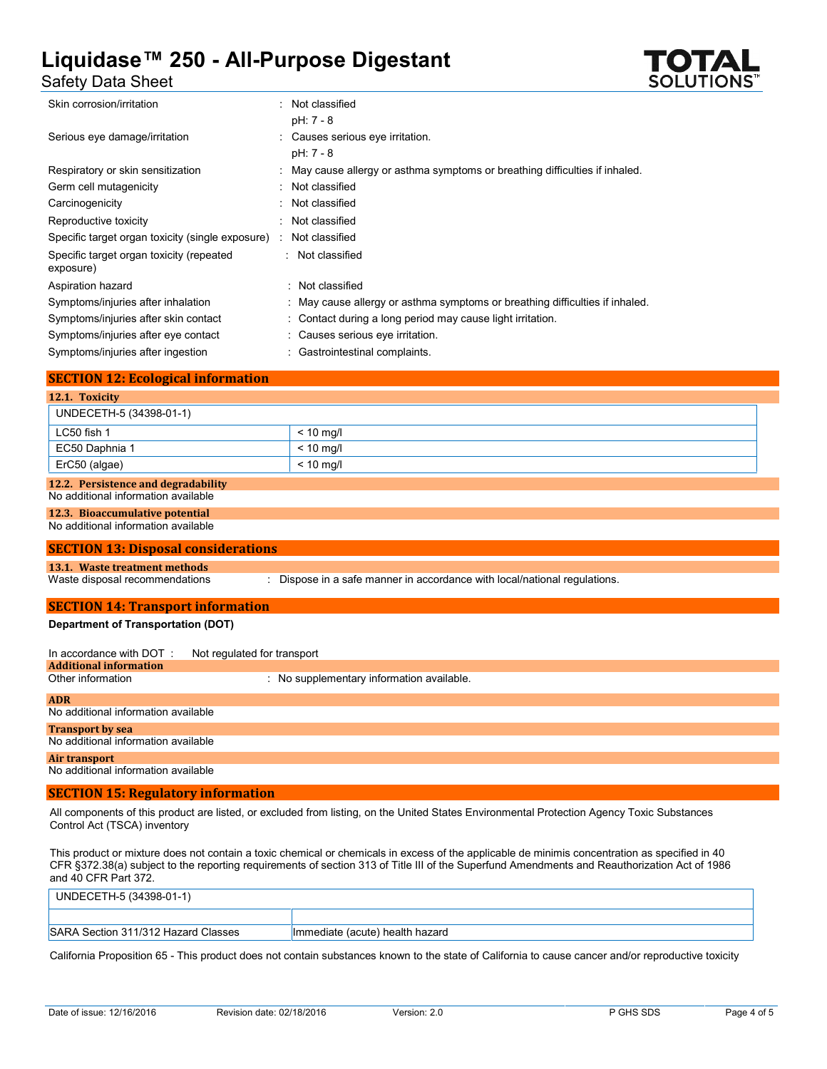| | |
|---|---|
| Skin corrosion/irritation | : Not classified<br>pH: 7 - 8 |
| Serious eye damage/irritation | : Causes serious eye irritation.<br>pH: 7 - 8 |
| Respiratory or skin sensitization | : May cause allergy or asthma symptoms or breathing difficulties if inhaled. |
| Germ cell mutagenicity | : Not classified |
| Carcinogenicity | : Not classified |
| Reproductive toxicity | : Not classified |
| Specific target organ toxicity (single exposure) | : Not classified |
| Specific target organ toxicity (repeated exposure) | : Not classified |
| Aspiration hazard | : Not classified |
| Symptoms/injuries after inhalation | : May cause allergy or asthma symptoms or breathing difficulties if inhaled. |
| Symptoms/injuries after skin contact | : Contact during a long period may cause light irritation. |
| Symptoms/injuries after eye contact | : Causes serious eye irritation. |
| Symptoms/injuries after ingestion | : Gastrointestinal complaints. |

## SECTION 12: Ecological information

### 12.1. Toxicity

| UNDECETH-5 (34398-01-1) | |
|---|---|
| LC50 fish 1 | < 10 mg/l |
| EC50 Daphnia 1 | < 10 mg/l |
| ErC50 (algae) | < 10 mg/l |

### 12.2. Persistence and degradability

No additional information available

### 12.3. Bioaccumulative potential

No additional information available

## SECTION 13: Disposal considerations

### 13.1. Waste treatment methods

Waste disposal recommendations : Dispose in a safe manner in accordance with local/national regulations.

## SECTION 14: Transport information

**Department of Transportation (DOT)**

In accordance with DOT : Not regulated for transport

### Additional information

Other information : No supplementary information available.

### ADR

No additional information available

### Transport by sea

No additional information available

### Air transport

No additional information available

## SECTION 15: Regulatory information

All components of this product are listed, or excluded from listing, on the United States Environmental Protection Agency Toxic Substances Control Act (TSCA) inventory

This product or mixture does not contain a toxic chemical or chemicals in excess of the applicable de minimis concentration as specified in 40 CFR §372.38(a) subject to the reporting requirements of section 313 of Title III of the Superfund Amendments and Reauthorization Act of 1986 and 40 CFR Part 372.

| UNDECETH-5 (34398-01-1) | |
|---|---|
| | |
| SARA Section 311/312 Hazard Classes | Immediate (acute) health hazard |

California Proposition 65 - This product does not contain substances known to the state of California to cause cancer and/or reproductive toxicity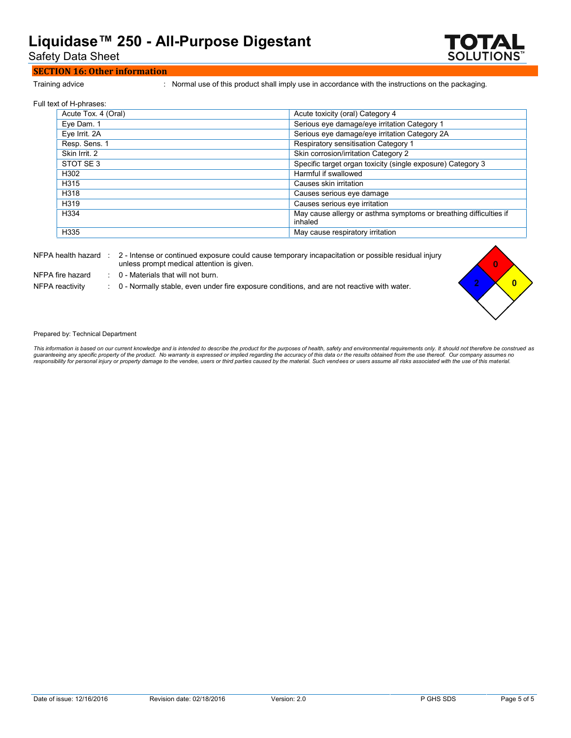## SECTION 16: Other information

Training advice : Normal use of this product shall imply use in accordance with the instructions on the packaging.

Full text of H-phrases:

| | |
|---|---|
| Acute Tox. 4 (Oral) | Acute toxicity (oral) Category 4 |
| Eye Dam. 1 | Serious eye damage/eye irritation Category 1 |
| Eye Irrit. 2A | Serious eye damage/eye irritation Category 2A |
| Resp. Sens. 1 | Respiratory sensitisation Category 1 |
| Skin Irrit. 2 | Skin corrosion/irritation Category 2 |
| STOT SE 3 | Specific target organ toxicity (single exposure) Category 3 |
| H302 | Harmful if swallowed |
| H315 | Causes skin irritation |
| H318 | Causes serious eye damage |
| H319 | Causes serious eye irritation |
| H334 | May cause allergy or asthma symptoms or breathing difficulties if inhaled |
| H335 | May cause respiratory irritation |

NFPA health hazard : 2 - Intense or continued exposure could cause temporary incapacitation or possible residual injury unless prompt medical attention is given.

NFPA fire hazard : 0 - Materials that will not burn.

NFPA reactivity : 0 - Normally stable, even under fire exposure conditions, and are not reactive with water.

0
2
0

Prepared by: Technical Department

*This information is based on our current knowledge and is intended to describe the product for the purposes of health, safety and environmental requirements only. It should not therefore be construed as guaranteeing any specific property of the product. No warranty is expressed or implied regarding the accuracy of this data or the results obtained from the use thereof. Our company assumes no responsibility for personal injury or property damage to the vendee, users or third parties caused by the material. Such vendees or users assume all risks associated with the use of this material.*